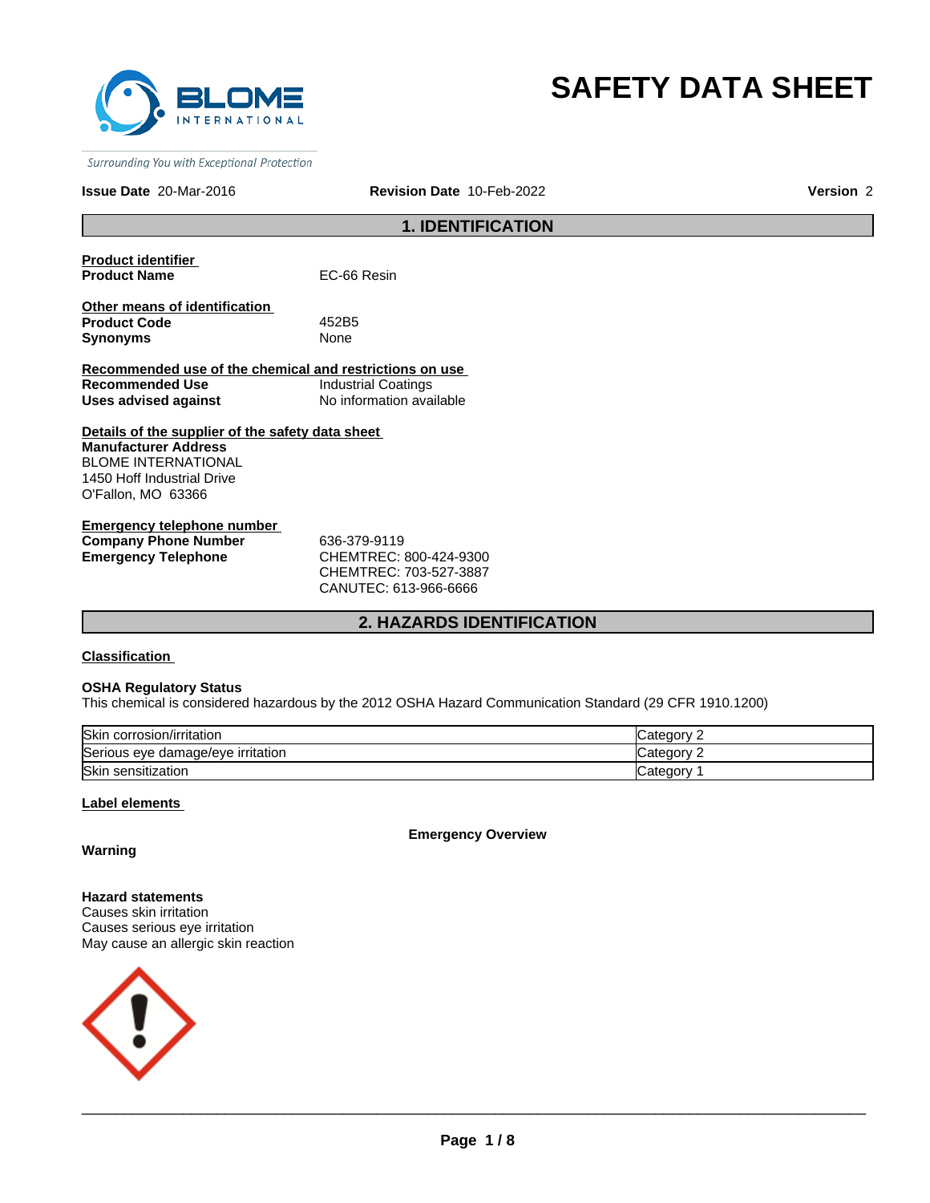# SAFETY DATA SHEET

*Surrounding You with Exceptional Protection*

**Issue Date** 20-Mar-2016 **Revision Date** 10-Feb-2022 **Version** 2

## 1. IDENTIFICATION

**Product identifier**

**Product Name** EC-66 Resin

**Other means of identification**

**Product Code** 452B5

**Synonyms** None

**Recommended use of the chemical and restrictions on use**

**Recommended Use** Industrial Coatings

**Uses advised against** No information available

**Details of the supplier of the safety data sheet**

**Manufacturer Address**
BLOME INTERNATIONAL
1450 Hoff Industrial Drive
O'Fallon, MO 63366

**Emergency telephone number**

**Company Phone Number** 636-379-9119

**Emergency Telephone** CHEMTREC: 800-424-9300
CHEMTREC: 703-527-3887
CANUTEC: 613-966-6666

## 2. HAZARDS IDENTIFICATION

**Classification**

**OSHA Regulatory Status**
This chemical is considered hazardous by the 2012 OSHA Hazard Communication Standard (29 CFR 1910.1200)

| | |
|---|---|
| Skin corrosion/irritation | Category 2 |
| Serious eye damage/eye irritation | Category 2 |
| Skin sensitization | Category 1 |

**Label elements**

**Emergency Overview**

**Warning**

**Hazard statements**
Causes skin irritation
Causes serious eye irritation
May cause an allergic skin reaction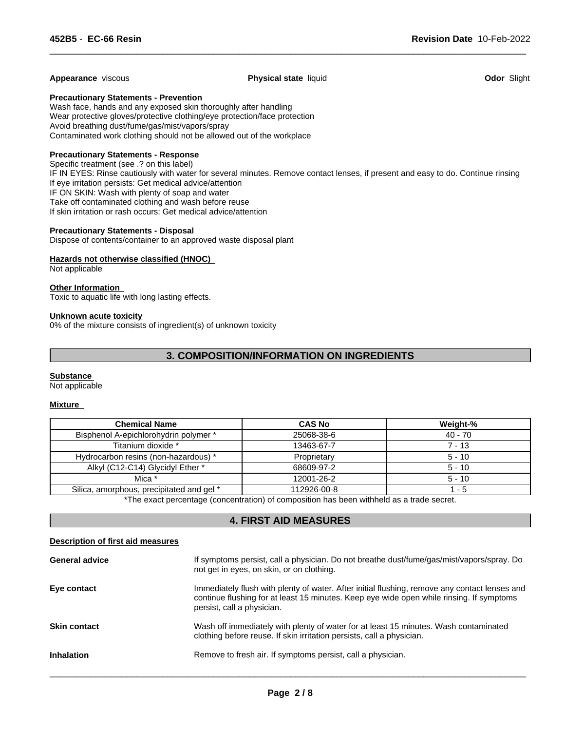**Appearance** viscous **Physical state** liquid **Odor** Slight

**Precautionary Statements - Prevention**
Wash face, hands and any exposed skin thoroughly after handling
Wear protective gloves/protective clothing/eye protection/face protection
Avoid breathing dust/fume/gas/mist/vapors/spray
Contaminated work clothing should not be allowed out of the workplace

**Precautionary Statements - Response**
Specific treatment (see .? on this label)
IF IN EYES: Rinse cautiously with water for several minutes. Remove contact lenses, if present and easy to do. Continue rinsing
If eye irritation persists: Get medical advice/attention
IF ON SKIN: Wash with plenty of soap and water
Take off contaminated clothing and wash before reuse
If skin irritation or rash occurs: Get medical advice/attention

**Precautionary Statements - Disposal**
Dispose of contents/container to an approved waste disposal plant

**Hazards not otherwise classified (HNOC)**
Not applicable

**Other Information**
Toxic to aquatic life with long lasting effects.

**Unknown acute toxicity**
0% of the mixture consists of ingredient(s) of unknown toxicity

## 3. COMPOSITION/INFORMATION ON INGREDIENTS

**Substance**
Not applicable

**Mixture**

| Chemical Name | CAS No | Weight-% |
|---|---|---|
| Bisphenol A-epichlorohydrin polymer * | 25068-38-6 | 40 - 70 |
| Titanium dioxide * | 13463-67-7 | 7 - 13 |
| Hydrocarbon resins (non-hazardous) * | Proprietary | 5 - 10 |
| Alkyl (C12-C14) Glycidyl Ether * | 68609-97-2 | 5 - 10 |
| Mica * | 12001-26-2 | 5 - 10 |
| Silica, amorphous, precipitated and gel * | 112926-00-8 | 1 - 5 |

*The exact percentage (concentration) of composition has been withheld as a trade secret.

## 4. FIRST AID MEASURES

**Description of first aid measures**

**General advice** If symptoms persist, call a physician. Do not breathe dust/fume/gas/mist/vapors/spray. Do not get in eyes, on skin, or on clothing.

**Eye contact** Immediately flush with plenty of water. After initial flushing, remove any contact lenses and continue flushing for at least 15 minutes. Keep eye wide open while rinsing. If symptoms persist, call a physician.

**Skin contact** Wash off immediately with plenty of water for at least 15 minutes. Wash contaminated clothing before reuse. If skin irritation persists, call a physician.

**Inhalation** Remove to fresh air. If symptoms persist, call a physician.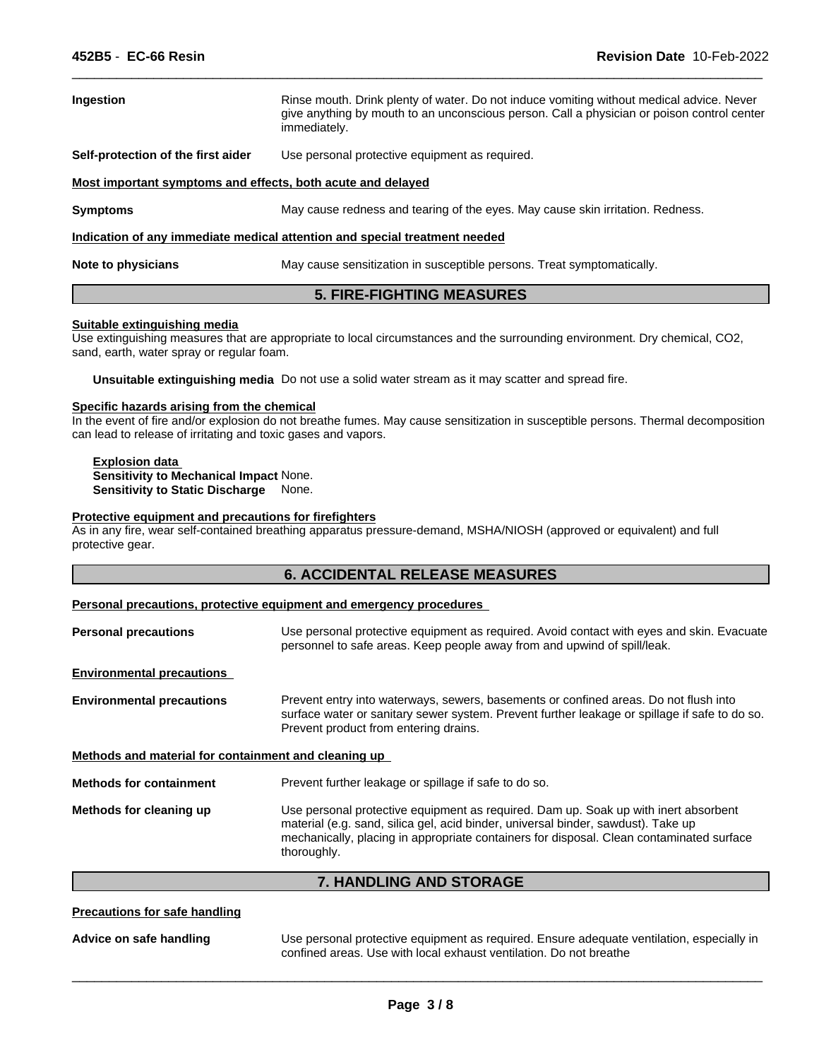| | |
|---|---|
| **Ingestion** | Rinse mouth. Drink plenty of water. Do not induce vomiting without medical advice. Never give anything by mouth to an unconscious person. Call a physician or poison control center immediately. |
| **Self-protection of the first aider** | Use personal protective equipment as required. |

**Most important symptoms and effects, both acute and delayed**

| | |
|---|---|
| **Symptoms** | May cause redness and tearing of the eyes. May cause skin irritation. Redness. |

**Indication of any immediate medical attention and special treatment needed**

| | |
|---|---|
| **Note to physicians** | May cause sensitization in susceptible persons. Treat symptomatically. |

## 5. FIRE-FIGHTING MEASURES

**Suitable extinguishing media**

Use extinguishing measures that are appropriate to local circumstances and the surrounding environment. Dry chemical, $CO_2$, sand, earth, water spray or regular foam.

**Unsuitable extinguishing media** Do not use a solid water stream as it may scatter and spread fire.

**Specific hazards arising from the chemical**

In the event of fire and/or explosion do not breathe fumes. May cause sensitization in susceptible persons. Thermal decomposition can lead to release of irritating and toxic gases and vapors.

**Explosion data**
**Sensitivity to Mechanical Impact** None.
**Sensitivity to Static Discharge** None.

**Protective equipment and precautions for firefighters**

As in any fire, wear self-contained breathing apparatus pressure-demand, MSHA/NIOSH (approved or equivalent) and full protective gear.

## 6. ACCIDENTAL RELEASE MEASURES

**Personal precautions, protective equipment and emergency procedures**

| | |
|---|---|
| **Personal precautions** | Use personal protective equipment as required. Avoid contact with eyes and skin. Evacuate personnel to safe areas. Keep people away from and upwind of spill/leak. |

**Environmental precautions**

| | |
|---|---|
| **Environmental precautions** | Prevent entry into waterways, sewers, basements or confined areas. Do not flush into surface water or sanitary sewer system. Prevent further leakage or spillage if safe to do so. Prevent product from entering drains. |

**Methods and material for containment and cleaning up**

| | |
|---|---|
| **Methods for containment** | Prevent further leakage or spillage if safe to do so. |
| **Methods for cleaning up** | Use personal protective equipment as required. Dam up. Soak up with inert absorbent material (e.g. sand, silica gel, acid binder, universal binder, sawdust). Take up mechanically, placing in appropriate containers for disposal. Clean contaminated surface thoroughly. |

## 7. HANDLING AND STORAGE

**Precautions for safe handling**

| | |
|---|---|
| **Advice on safe handling** | Use personal protective equipment as required. Ensure adequate ventilation, especially in confined areas. Use with local exhaust ventilation. Do not breathe |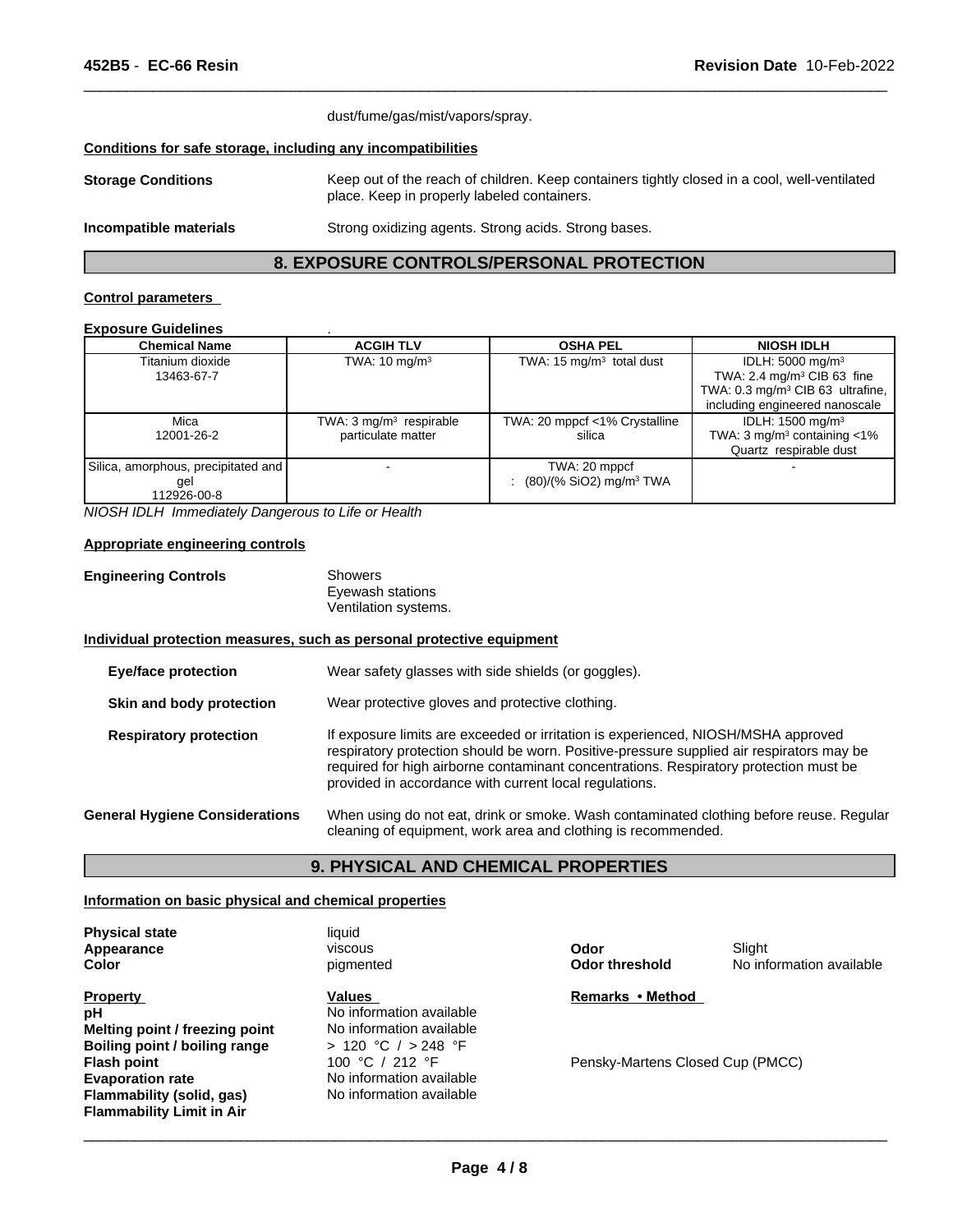dust/fume/gas/mist/vapors/spray.

**Conditions for safe storage, including any incompatibilities**

**Storage Conditions** Keep out of the reach of children. Keep containers tightly closed in a cool, well-ventilated place. Keep in properly labeled containers.

**Incompatible materials** Strong oxidizing agents. Strong acids. Strong bases.

## 8. EXPOSURE CONTROLS/PERSONAL PROTECTION

**Control parameters**

**Exposure Guidelines** .

| Chemical Name | ACGIH TLV | OSHA PEL | NIOSH IDLH |
|---|---|---|---|
| Titanium dioxide<br>13463-67-7 | TWA: 10 mg/m³ | TWA: 15 mg/m³ total dust | IDLH: 5000 mg/m³<br>TWA: 2.4 mg/m³ CIB 63 fine<br>TWA: 0.3 mg/m³ CIB 63 ultrafine, including engineered nanoscale |
| Mica<br>12001-26-2 | TWA: 3 mg/m³ respirable particulate matter | TWA: 20 mppcf <1% Crystalline silica | IDLH: 1500 mg/m³<br>TWA: 3 mg/m³ containing <1% Quartz respirable dust |
| Silica, amorphous, precipitated and gel<br>112926-00-8 | - | TWA: 20 mppcf<br>: (80)/(% SiO2) mg/m³ TWA | - |

*NIOSH IDLH Immediately Dangerous to Life or Health*

**Appropriate engineering controls**

**Engineering Controls** Showers
Eyewash stations
Ventilation systems.

**Individual protection measures, such as personal protective equipment**

**Eye/face protection** Wear safety glasses with side shields (or goggles).

**Skin and body protection** Wear protective gloves and protective clothing.

**Respiratory protection** If exposure limits are exceeded or irritation is experienced, NIOSH/MSHA approved respiratory protection should be worn. Positive-pressure supplied air respirators may be required for high airborne contaminant concentrations. Respiratory protection must be provided in accordance with current local regulations.

**General Hygiene Considerations** When using do not eat, drink or smoke. Wash contaminated clothing before reuse. Regular cleaning of equipment, work area and clothing is recommended.

## 9. PHYSICAL AND CHEMICAL PROPERTIES

**Information on basic physical and chemical properties**

**Physical state** liquid
**Appearance** viscous
**Color** pigmented
**Odor** Slight
**Odor threshold** No information available

| Property | Values | Remarks • Method |
|---|---|---|
| **pH** | No information available | |
| **Melting point / freezing point** | No information available | |
| **Boiling point / boiling range** | > 120 °C / > 248 °F | |
| **Flash point** | 100 °C / 212 °F | Pensky-Martens Closed Cup (PMCC) |
| **Evaporation rate** | No information available | |
| **Flammability (solid, gas)** | No information available | |
| **Flammability Limit in Air** | | |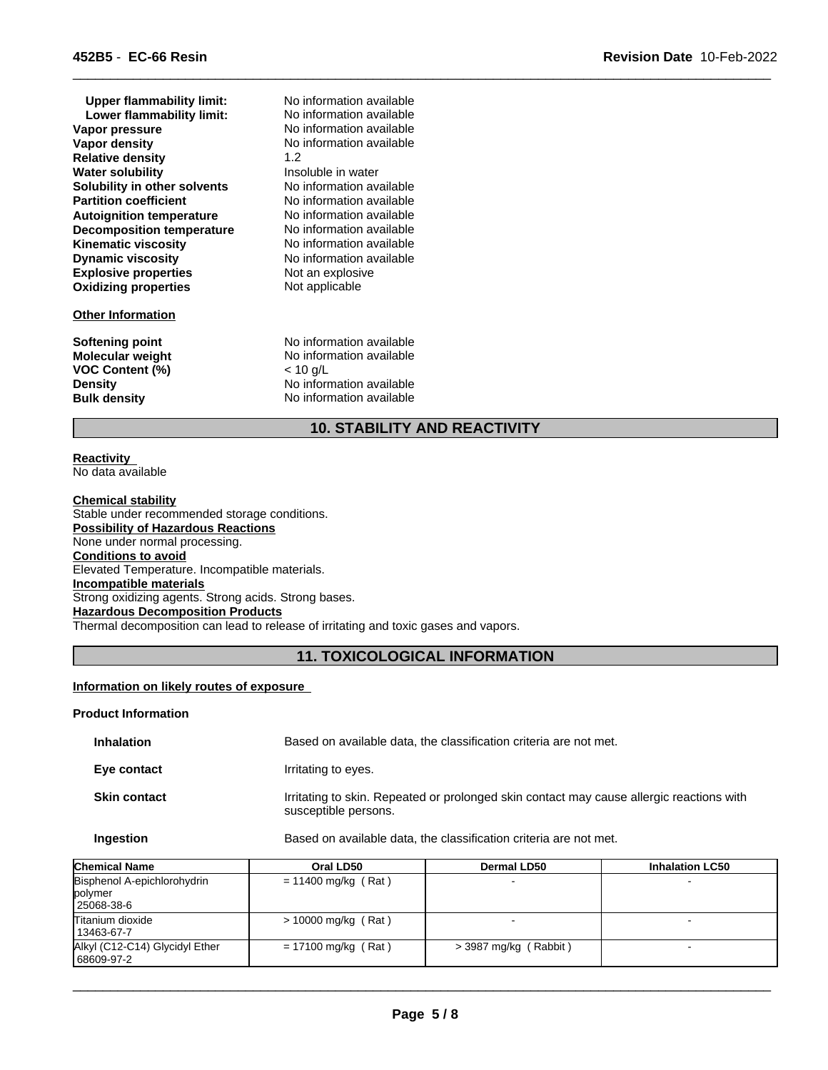| | |
|---|---|
| **Upper flammability limit:** | No information available |
| **Lower flammability limit:** | No information available |
| **Vapor pressure** | No information available |
| **Vapor density** | No information available |
| **Relative density** | 1.2 |
| **Water solubility** | Insoluble in water |
| **Solubility in other solvents** | No information available |
| **Partition coefficient** | No information available |
| **Autoignition temperature** | No information available |
| **Decomposition temperature** | No information available |
| **Kinematic viscosity** | No information available |
| **Dynamic viscosity** | No information available |
| **Explosive properties** | Not an explosive |
| **Oxidizing properties** | Not applicable |

**Other Information**

| | |
|---|---|
| **Softening point** | No information available |
| **Molecular weight** | No information available |
| **VOC Content (%)** | < 10 g/L |
| **Density** | No information available |
| **Bulk density** | No information available |

## 10. STABILITY AND REACTIVITY

**Reactivity**
No data available

**Chemical stability**
Stable under recommended storage conditions.

**Possibility of Hazardous Reactions**
None under normal processing.

**Conditions to avoid**
Elevated Temperature. Incompatible materials.

**Incompatible materials**
Strong oxidizing agents. Strong acids. Strong bases.

**Hazardous Decomposition Products**
Thermal decomposition can lead to release of irritating and toxic gases and vapors.

## 11. TOXICOLOGICAL INFORMATION

**Information on likely routes of exposure**

**Product Information**

| | |
|---|---|
| **Inhalation** | Based on available data, the classification criteria are not met. |
| **Eye contact** | Irritating to eyes. |
| **Skin contact** | Irritating to skin. Repeated or prolonged skin contact may cause allergic reactions with susceptible persons. |
| **Ingestion** | Based on available data, the classification criteria are not met. |

| Chemical Name | Oral LD50 | Dermal LD50 | Inhalation LC50 |
|---|---|---|---|
| Bisphenol A-epichlorohydrin polymer<br>25068-38-6 | = 11400 mg/kg ( Rat ) | - | - |
| Titanium dioxide<br>13463-67-7 | > 10000 mg/kg ( Rat ) | - | - |
| Alkyl (C12-C14) Glycidyl Ether<br>68609-97-2 | = 17100 mg/kg ( Rat ) | > 3987 mg/kg ( Rabbit ) | - |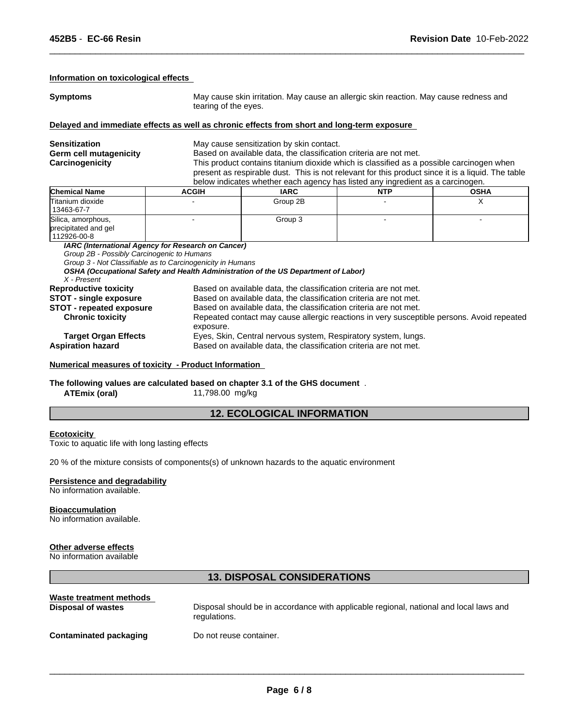#### Information on toxicological effects

**Symptoms** May cause skin irritation. May cause an allergic skin reaction. May cause redness and tearing of the eyes.

#### Delayed and immediate effects as well as chronic effects from short and long-term exposure

**Sensitization** May cause sensitization by skin contact.

**Germ cell mutagenicity** Based on available data, the classification criteria are not met.

**Carcinogenicity** This product contains titanium dioxide which is classified as a possible carcinogen when present as respirable dust. This is not relevant for this product since it is a liquid. The table below indicates whether each agency has listed any ingredient as a carcinogen.

| Chemical Name | ACGIH | IARC | NTP | OSHA |
|---|---|---|---|---|
| Titanium dioxide 13463-67-7 | - | Group 2B | - | X |
| Silica, amorphous, precipitated and gel 112926-00-8 | - | Group 3 | - | - |

***IARC (International Agency for Research on Cancer)***
*Group 2B - Possibly Carcinogenic to Humans*
*Group 3 - Not Classifiable as to Carcinogenicity in Humans*
***OSHA (Occupational Safety and Health Administration of the US Department of Labor)***
*X - Present*

**Reproductive toxicity** Based on available data, the classification criteria are not met.

**STOT - single exposure** Based on available data, the classification criteria are not met.

**STOT - repeated exposure** Based on available data, the classification criteria are not met.

**Chronic toxicity** Repeated contact may cause allergic reactions in very susceptible persons. Avoid repeated exposure.

**Target Organ Effects** Eyes, Skin, Central nervous system, Respiratory system, lungs.

**Aspiration hazard** Based on available data, the classification criteria are not met.

#### Numerical measures of toxicity - Product Information

**The following values are calculated based on chapter 3.1 of the GHS document** .

**ATEmix (oral)** 11,798.00 mg/kg

## 12. ECOLOGICAL INFORMATION

#### Ecotoxicity

Toxic to aquatic life with long lasting effects

20 % of the mixture consists of components(s) of unknown hazards to the aquatic environment

#### Persistence and degradability

No information available.

#### Bioaccumulation

No information available.

#### Other adverse effects

No information available

## 13. DISPOSAL CONSIDERATIONS

#### Waste treatment methods

**Disposal of wastes** Disposal should be in accordance with applicable regional, national and local laws and regulations.

**Contaminated packaging** Do not reuse container.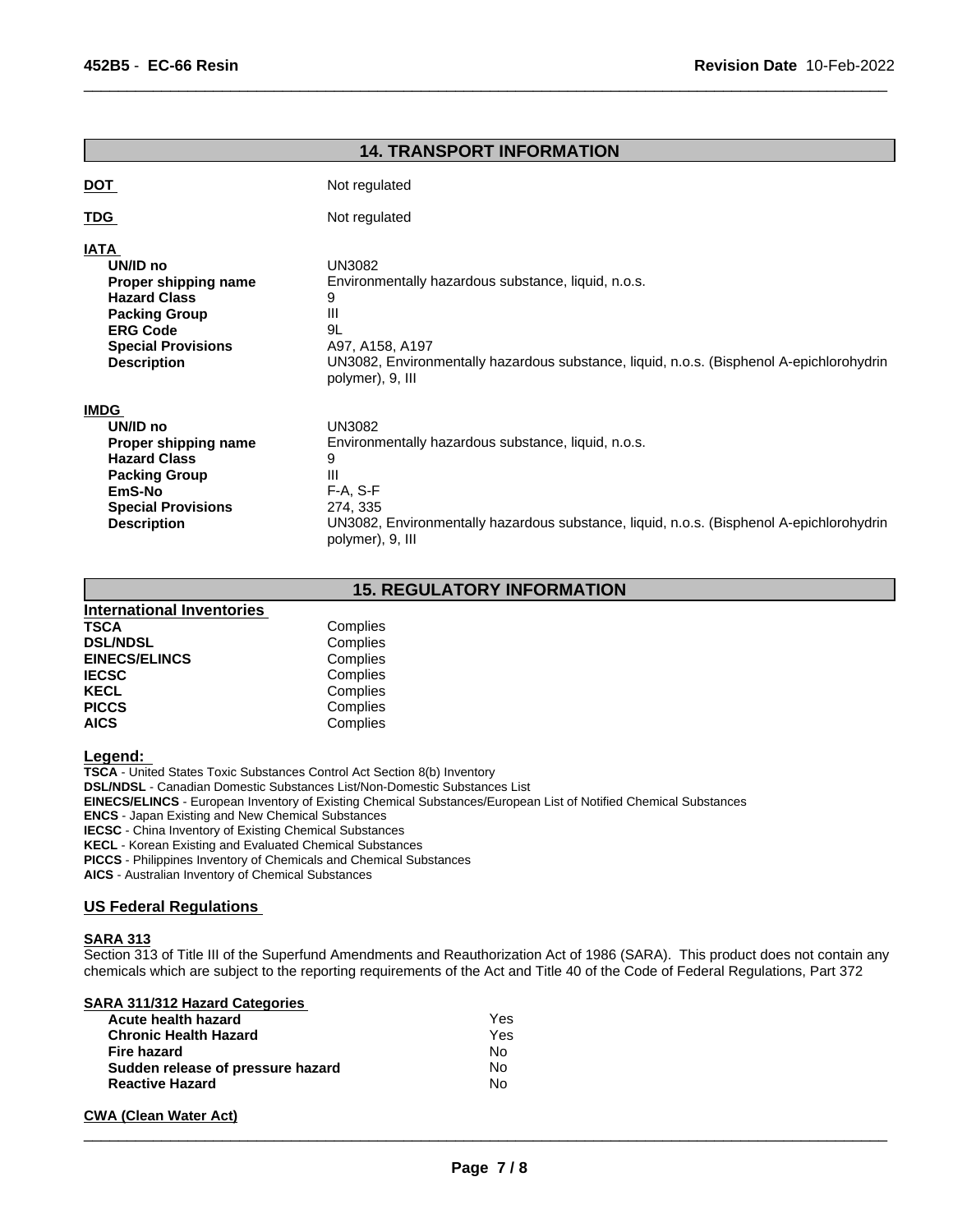## 14. TRANSPORT INFORMATION

**DOT** Not regulated

**TDG** Not regulated

**IATA**

| | |
|---|---|
| **UN/ID no** | UN3082 |
| **Proper shipping name** | Environmentally hazardous substance, liquid, n.o.s. |
| **Hazard Class** | 9 |
| **Packing Group** | III |
| **ERG Code** | 9L |
| **Special Provisions** | A97, A158, A197 |
| **Description** | UN3082, Environmentally hazardous substance, liquid, n.o.s. (Bisphenol A-epichlorohydrin polymer), 9, III |

**IMDG**

| | |
|---|---|
| **UN/ID no** | UN3082 |
| **Proper shipping name** | Environmentally hazardous substance, liquid, n.o.s. |
| **Hazard Class** | 9 |
| **Packing Group** | III |
| **EmS-No** | F-A, S-F |
| **Special Provisions** | 274, 335 |
| **Description** | UN3082, Environmentally hazardous substance, liquid, n.o.s. (Bisphenol A-epichlorohydrin polymer), 9, III |

## 15. REGULATORY INFORMATION

**International Inventories**

| | |
|---|---|
| **TSCA** | Complies |
| **DSL/NDSL** | Complies |
| **EINECS/ELINCS** | Complies |
| **IECSC** | Complies |
| **KECL** | Complies |
| **PICCS** | Complies |
| **AICS** | Complies |

**Legend:**

**TSCA** - United States Toxic Substances Control Act Section 8(b) Inventory
**DSL/NDSL** - Canadian Domestic Substances List/Non-Domestic Substances List
**EINECS/ELINCS** - European Inventory of Existing Chemical Substances/European List of Notified Chemical Substances
**ENCS** - Japan Existing and New Chemical Substances
**IECSC** - China Inventory of Existing Chemical Substances
**KECL** - Korean Existing and Evaluated Chemical Substances
**PICCS** - Philippines Inventory of Chemicals and Chemical Substances
**AICS** - Australian Inventory of Chemical Substances

### US Federal Regulations

**SARA 313**

Section 313 of Title III of the Superfund Amendments and Reauthorization Act of 1986 (SARA). This product does not contain any chemicals which are subject to the reporting requirements of the Act and Title 40 of the Code of Federal Regulations, Part 372

**SARA 311/312 Hazard Categories**

| | |
|---|---|
| **Acute health hazard** | Yes |
| **Chronic Health Hazard** | Yes |
| **Fire hazard** | No |
| **Sudden release of pressure hazard** | No |
| **Reactive Hazard** | No |

**CWA (Clean Water Act)**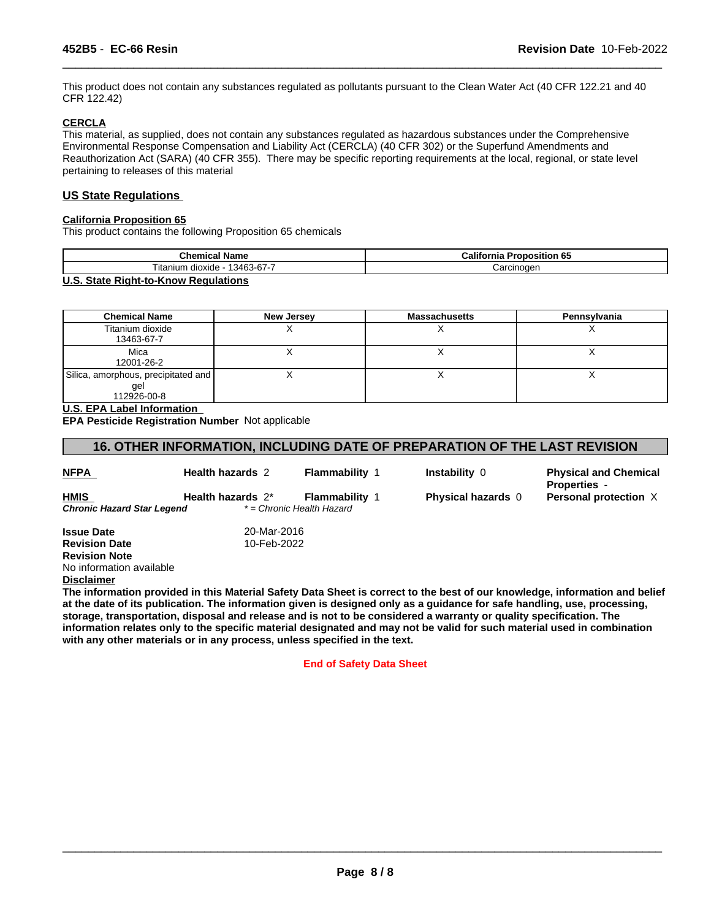This product does not contain any substances regulated as pollutants pursuant to the Clean Water Act (40 CFR 122.21 and 40 CFR 122.42)

**CERCLA**

This material, as supplied, does not contain any substances regulated as hazardous substances under the Comprehensive Environmental Response Compensation and Liability Act (CERCLA) (40 CFR 302) or the Superfund Amendments and Reauthorization Act (SARA) (40 CFR 355). There may be specific reporting requirements at the local, regional, or state level pertaining to releases of this material

### US State Regulations

**California Proposition 65**

This product contains the following Proposition 65 chemicals

| Chemical Name | California Proposition 65 |
|---|---|
| Titanium dioxide - 13463-67-7 | Carcinogen |

**U.S. State Right-to-Know Regulations**

| Chemical Name | New Jersey | Massachusetts | Pennsylvania |
|---|---|---|---|
| Titanium dioxide 13463-67-7 | X | X | X |
| Mica 12001-26-2 | X | X | X |
| Silica, amorphous, precipitated and gel 112926-00-8 | X | X | X |

**U.S. EPA Label Information**

**EPA Pesticide Registration Number** Not applicable

## 16. OTHER INFORMATION, INCLUDING DATE OF PREPARATION OF THE LAST REVISION

| | | | | |
|---|---|---|---|---|
| **NFPA** | **Health hazards** 2 | **Flammability** 1 | **Instability** 0 | **Physical and Chemical Properties** - |
| **HMIS** | **Health hazards** 2* | **Flammability** 1 | **Physical hazards** 0 | **Personal protection** X |

***Chronic Hazard Star Legend*** *\* = Chronic Health Hazard*

**Issue Date** 20-Mar-2016

**Revision Date** 10-Feb-2022

**Revision Note**

No information available

**Disclaimer**

**The information provided in this Material Safety Data Sheet is correct to the best of our knowledge, information and belief at the date of its publication. The information given is designed only as a guidance for safe handling, use, processing, storage, transportation, disposal and release and is not to be considered a warranty or quality specification. The information relates only to the specific material designated and may not be valid for such material used in combination with any other materials or in any process, unless specified in the text.**

**End of Safety Data Sheet**